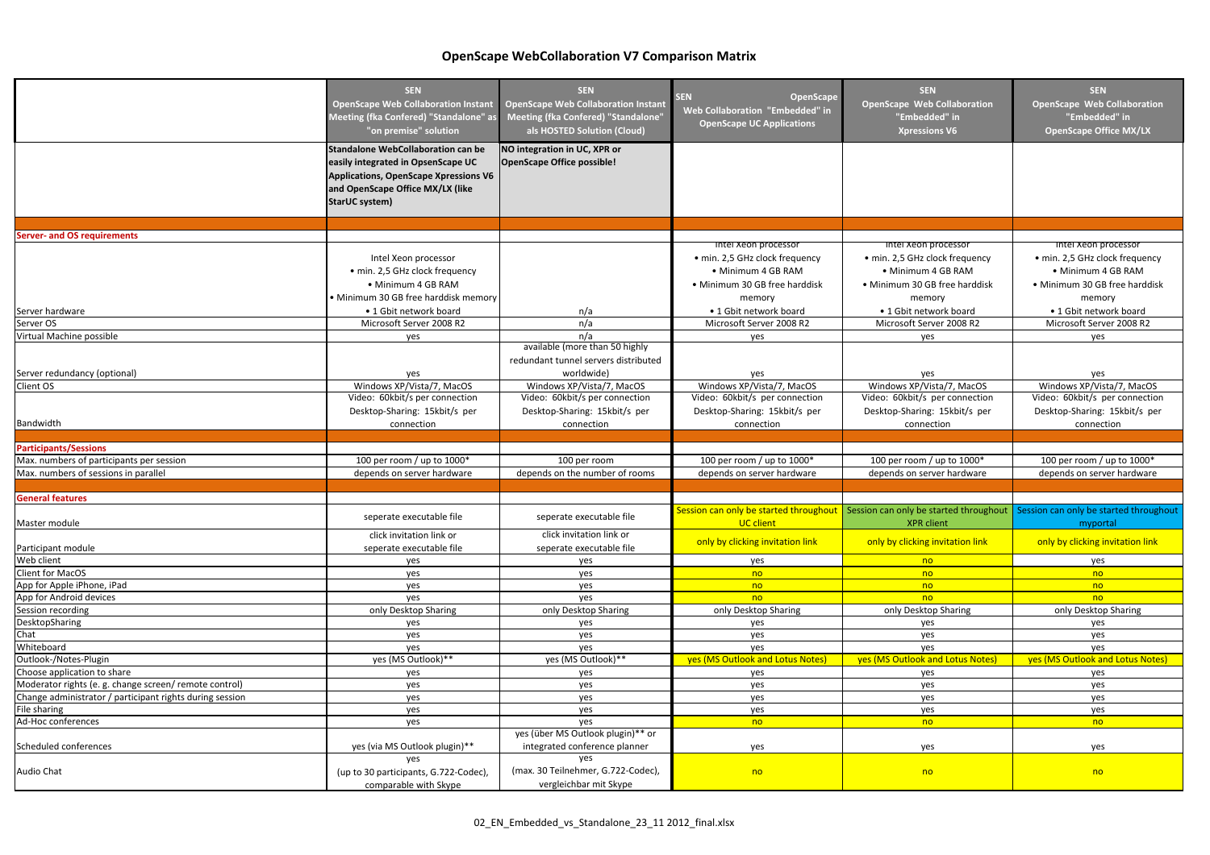# OpenScape WebCollaboration V7 Comparison Matrix

| | SEN OpenScape Web Collaboration Instant Meeting (fka Confered) "Standalone" as "on premise" solution | SEN OpenScape Web Collaboration Instant Meeting (fka Confered) "Standalone" als HOSTED Solution (Cloud) | SEN OpenScape Web Collaboration "Embedded" in OpenScape UC Applications | SEN OpenScape Web Collaboration "Embedded" in Xpressions V6 | SEN OpenScape Web Collaboration "Embedded" in OpenScape Office MX/LX |
|---|---|---|---|---|---|
| | **Standalone WebCollaboration can be easily integrated in OpsenScape UC Applications, OpenScape Xpressions V6 and OpenScape Office MX/LX (like StarUC system)** | **NO integration in UC, XPR or OpenScape Office possible!** | | | |
| **Server- and OS requirements** | | | | | |
| Server hardware | Intel Xeon processor • min. 2,5 GHz clock frequency • Minimum 4 GB RAM • Minimum 30 GB free harddisk memory • 1 Gbit network board | n/a | Intel Xeon processor • min. 2,5 GHz clock frequency • Minimum 4 GB RAM • Minimum 30 GB free harddisk memory • 1 Gbit network board | Intel Xeon processor • min. 2,5 GHz clock frequency • Minimum 4 GB RAM • Minimum 30 GB free harddisk memory • 1 Gbit network board | Intel Xeon processor • min. 2,5 GHz clock frequency • Minimum 4 GB RAM • Minimum 30 GB free harddisk memory • 1 Gbit network board |
| Server OS | Microsoft Server 2008 R2 | n/a | Microsoft Server 2008 R2 | Microsoft Server 2008 R2 | Microsoft Server 2008 R2 |
| Virtual Machine possible | yes | n/a | yes | yes | yes |
| Server redundancy (optional) | yes | available (more than 50 highly redundant tunnel servers distributed worldwide) | yes | yes | yes |
| Client OS | Windows XP/Vista/7, MacOS | Windows XP/Vista/7, MacOS | Windows XP/Vista/7, MacOS | Windows XP/Vista/7, MacOS | Windows XP/Vista/7, MacOS |
| Bandwidth | Video: 60kbit/s per connection Desktop-Sharing: 15kbit/s per connection | Video: 60kbit/s per connection Desktop-Sharing: 15kbit/s per connection | Video: 60kbit/s per connection Desktop-Sharing: 15kbit/s per connection | Video: 60kbit/s per connection Desktop-Sharing: 15kbit/s per connection | Video: 60kbit/s per connection Desktop-Sharing: 15kbit/s per connection |
| **Participants/Sessions** | | | | | |
| Max. numbers of participants per session | 100 per room / up to 1000* | 100 per room | 100 per room / up to 1000* | 100 per room / up to 1000* | 100 per room / up to 1000* |
| Max. numbers of sessions in parallel | depends on server hardware | depends on the number of rooms | depends on server hardware | depends on server hardware | depends on server hardware |
| **General features** | | | | | |
| Master module | seperate executable file | seperate executable file | Session can only be started throughout UC client | Session can only be started throughout XPR client | Session can only be started throughout myportal |
| Participant module | click invitation link or seperate executable file | click invitation link or seperate executable file | only by clicking invitation link | only by clicking invitation link | only by clicking invitation link |
| Web client | yes | yes | yes | no | yes |
| Client for MacOS | yes | yes | no | no | no |
| App for Apple iPhone, iPad | yes | yes | no | no | no |
| App for Android devices | yes | yes | no | no | no |
| Session recording | only Desktop Sharing | only Desktop Sharing | only Desktop Sharing | only Desktop Sharing | only Desktop Sharing |
| DesktopSharing | yes | yes | yes | yes | yes |
| Chat | yes | yes | yes | yes | yes |
| Whiteboard | yes | yes | yes | yes | yes |
| Outlook-/Notes-Plugin | yes (MS Outlook)** | yes (MS Outlook)** | yes (MS Outlook and Lotus Notes) | yes (MS Outlook and Lotus Notes) | yes (MS Outlook and Lotus Notes) |
| Choose application to share | yes | yes | yes | yes | yes |
| Moderator rights (e. g. change screen/ remote control) | yes | yes | yes | yes | yes |
| Change administrator / participant rights during session | yes | yes | yes | yes | yes |
| File sharing | yes | yes | yes | yes | yes |
| Ad-Hoc conferences | yes | yes | no | no | no |
| Scheduled conferences | yes (via MS Outlook plugin)** | yes (über MS Outlook plugin)** or integrated conference planner | yes | yes | yes |
| Audio Chat | yes (up to 30 participants, G.722-Codec), comparable with Skype | yes (max. 30 Teilnehmer, G.722-Codec), vergleichbar mit Skype | no | no | no |

02_EN_Embedded_vs_Standalone_23_11 2012_final.xlsx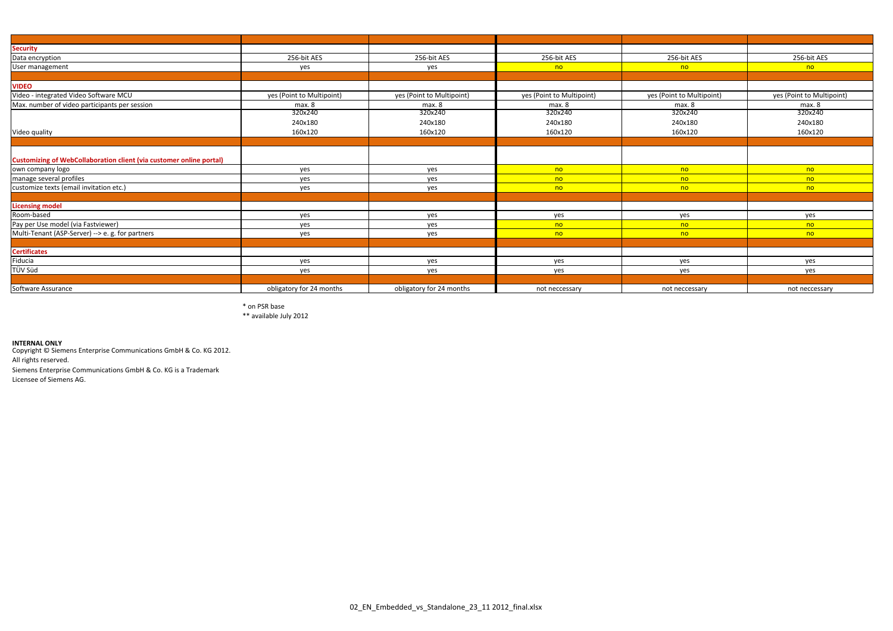| | | | | | |
|---|---|---|---|---|---|
| **Security** | | | | | |
| Data encryption | 256-bit AES | 256-bit AES | 256-bit AES | 256-bit AES | 256-bit AES |
| User management | yes | yes | no | no | no |
| | | | | | |
| **VIDEO** | | | | | |
| Video - integrated Video Software MCU | yes (Point to Multipoint) | yes (Point to Multipoint) | yes (Point to Multipoint) | yes (Point to Multipoint) | yes (Point to Multipoint) |
| Max. number of video participants per session | max. 8 | max. 8 | max. 8 | max. 8 | max. 8 |
| Video quality | 320x240<br>240x180<br>160x120 | 320x240<br>240x180<br>160x120 | 320x240<br>240x180<br>160x120 | 320x240<br>240x180<br>160x120 | 320x240<br>240x180<br>160x120 |
| | | | | | |
| **Customizing of WebCollaboration client (via customer online portal)** | | | | | |
| own company logo | yes | yes | no | no | no |
| manage several profiles | yes | yes | no | no | no |
| customize texts (email invitation etc.) | yes | yes | no | no | no |
| | | | | | |
| **Licensing model** | | | | | |
| Room-based | yes | yes | yes | yes | yes |
| Pay per Use model (via Fastviewer) | yes | yes | no | no | no |
| Multi-Tenant (ASP-Server) --> e. g. for partners | yes | yes | no | no | no |
| | | | | | |
| **Certificates** | | | | | |
| Fiducia | yes | yes | yes | yes | yes |
| TÜV Süd | yes | yes | yes | yes | yes |
| | | | | | |
| Software Assurance | obligatory for 24 months | obligatory for 24 months | not neccessary | not neccessary | not neccessary |

* on PSR base

** available July 2012

**INTERNAL ONLY**

Copyright © Siemens Enterprise Communications GmbH & Co. KG 2012.

All rights reserved.

Siemens Enterprise Communications GmbH & Co. KG is a Trademark Licensee of Siemens AG.

02_EN_Embedded_vs_Standalone_23_11 2012_final.xlsx